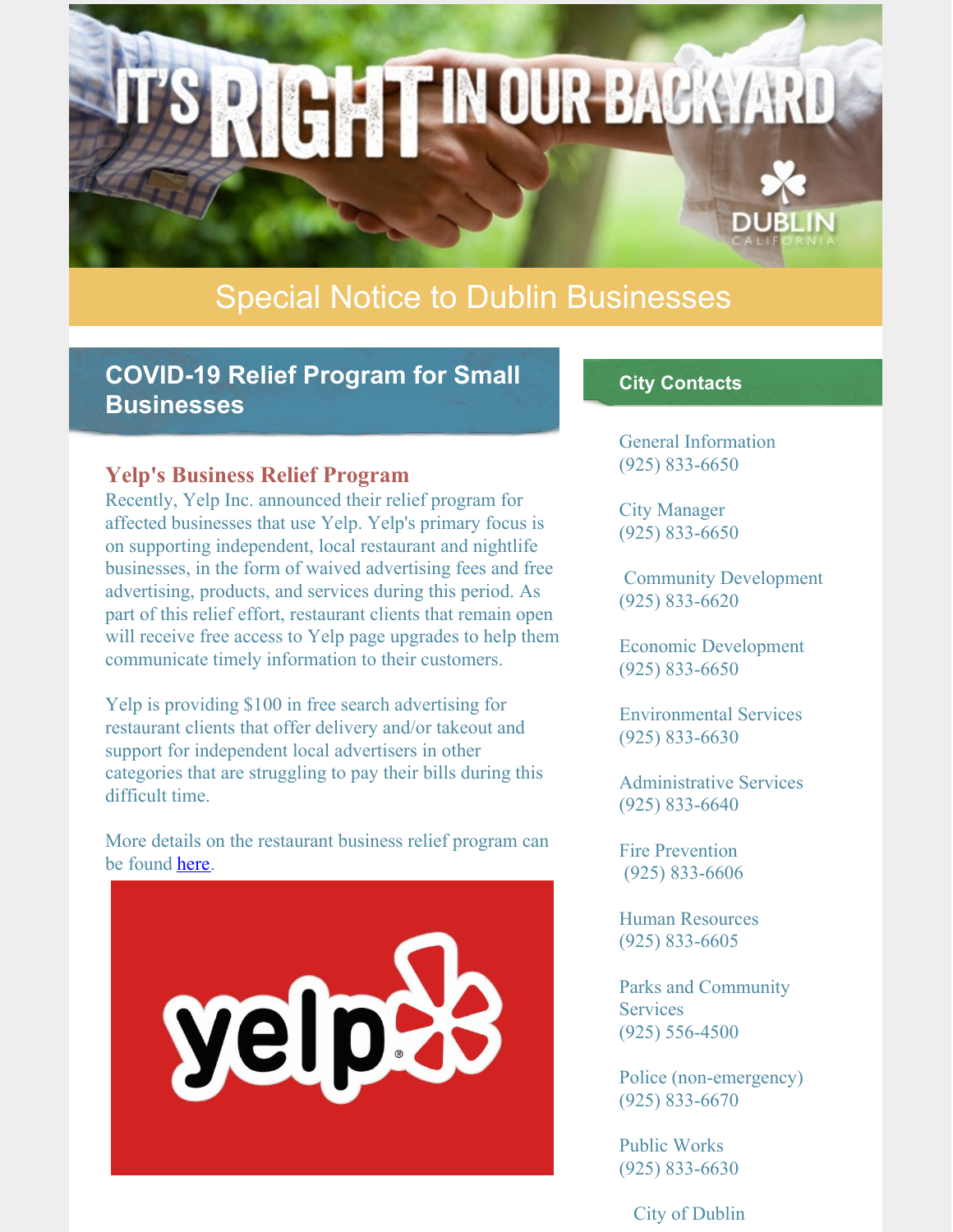# IT'S RIGHT IN OUR BACKYARD

DUBLIN CALIFORNIA

## Special Notice to Dublin Businesses

## COVID-19 Relief Program for Small Businesses

### Yelp's Business Relief Program

Recently, Yelp Inc. announced their relief program for affected businesses that use Yelp. Yelp's primary focus is on supporting independent, local restaurant and nightlife businesses, in the form of waived advertising fees and free advertising, products, and services during this period. As part of this relief effort, restaurant clients that remain open will receive free access to Yelp page upgrades to help them communicate timely information to their customers.

Yelp is providing $100 in free search advertising for restaurant clients that offer delivery and/or takeout and support for independent local advertisers in other categories that are struggling to pay their bills during this difficult time.

More details on the restaurant business relief program can be found here.

yelp

## City Contacts

General Information
(925) 833-6650

City Manager
(925) 833-6650

Community Development
(925) 833-6620

Economic Development
(925) 833-6650

Environmental Services
(925) 833-6630

Administrative Services
(925) 833-6640

Fire Prevention
(925) 833-6606

Human Resources
(925) 833-6605

Parks and Community Services
(925) 556-4500

Police (non-emergency)
(925) 833-6670

Public Works
(925) 833-6630

City of Dublin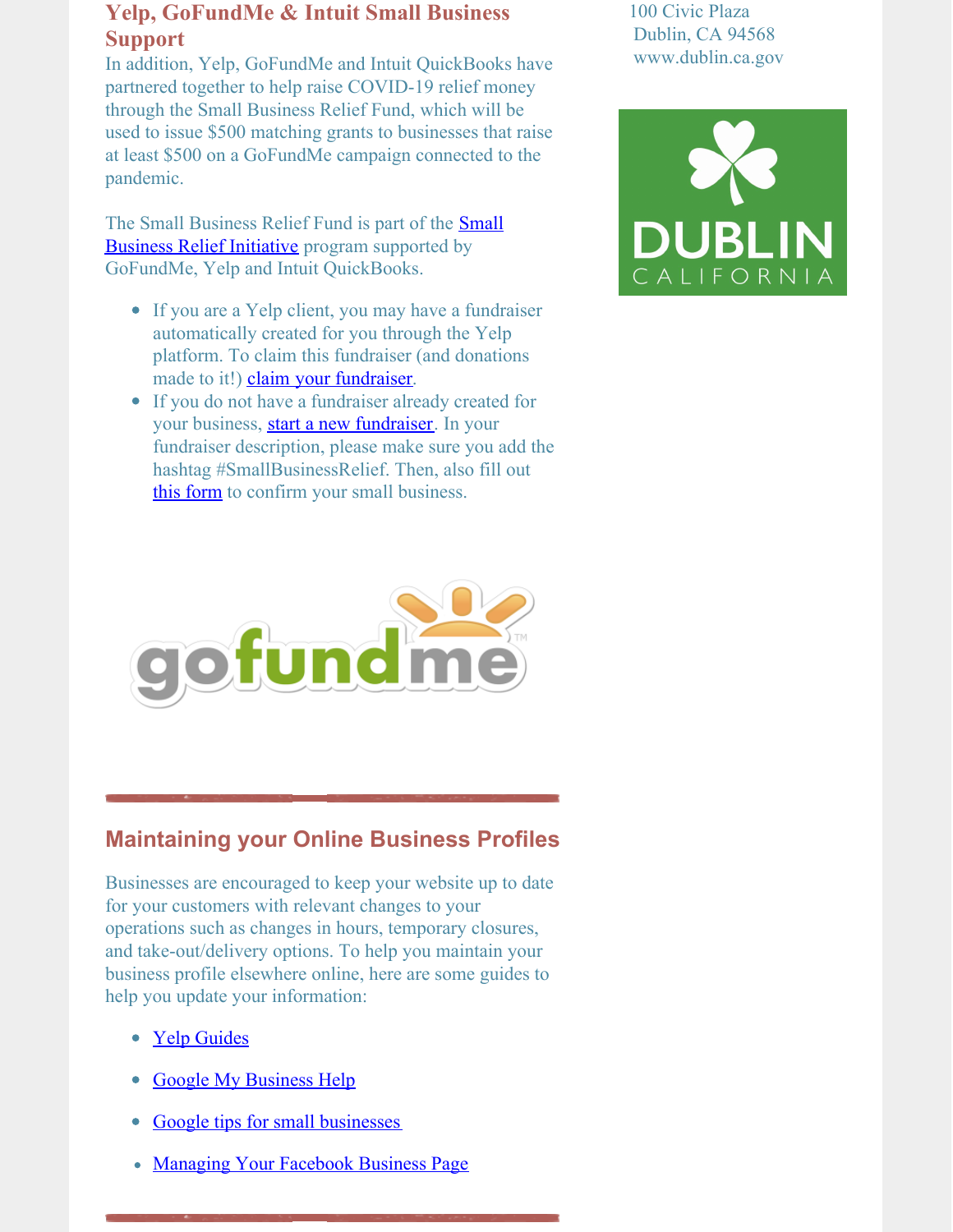## Yelp, GoFundMe & Intuit Small Business Support

In addition, Yelp, GoFundMe and Intuit QuickBooks have partnered together to help raise COVID-19 relief money through the Small Business Relief Fund, which will be used to issue $500 matching grants to businesses that raise at least $500 on a GoFundMe campaign connected to the pandemic.

The Small Business Relief Fund is part of the Small Business Relief Initiative program supported by GoFundMe, Yelp and Intuit QuickBooks.

- If you are a Yelp client, you may have a fundraiser automatically created for you through the Yelp platform. To claim this fundraiser (and donations made to it!) claim your fundraiser.
- If you do not have a fundraiser already created for your business, start a new fundraiser. In your fundraiser description, please make sure you add the hashtag #SmallBusinessRelief. Then, also fill out this form to confirm your small business.

100 Civic Plaza
Dublin, CA 94568
www.dublin.ca.gov

## Maintaining your Online Business Profiles

Businesses are encouraged to keep your website up to date for your customers with relevant changes to your operations such as changes in hours, temporary closures, and take-out/delivery options. To help you maintain your business profile elsewhere online, here are some guides to help you update your information:

- Yelp Guides
- Google My Business Help
- Google tips for small businesses
- Managing Your Facebook Business Page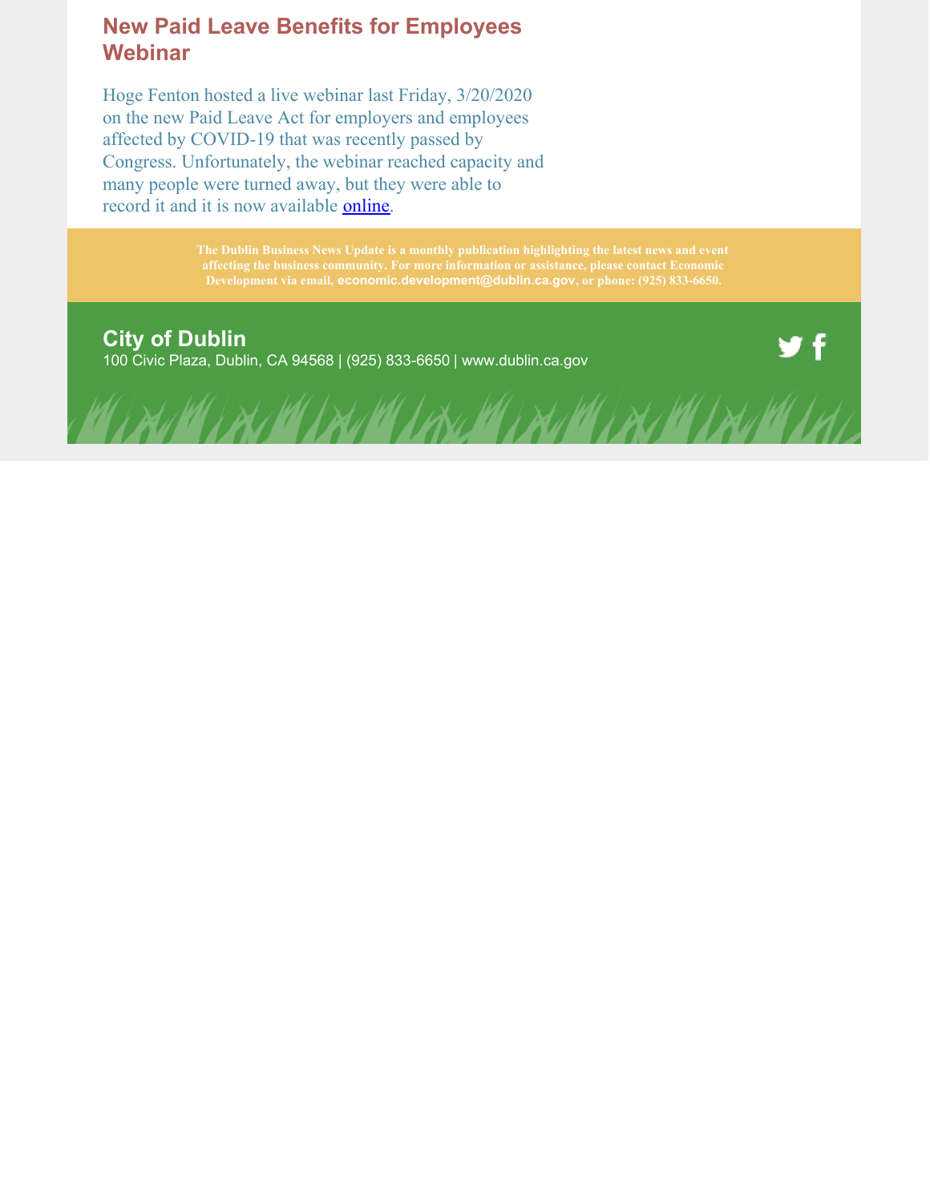## New Paid Leave Benefits for Employees Webinar

Hoge Fenton hosted a live webinar last Friday, 3/20/2020 on the new Paid Leave Act for employers and employees affected by COVID-19 that was recently passed by Congress. Unfortunately, the webinar reached capacity and many people were turned away, but they were able to record it and it is now available online.

**The Dublin Business News Update is a monthly publication highlighting the latest news and event affecting the business community. For more information or assistance, please contact Economic Development via email, economic.development@dublin.ca.gov, or phone: (925) 833-6650.**

**City of Dublin**
100 Civic Plaza, Dublin, CA 94568 | (925) 833-6650 | www.dublin.ca.gov